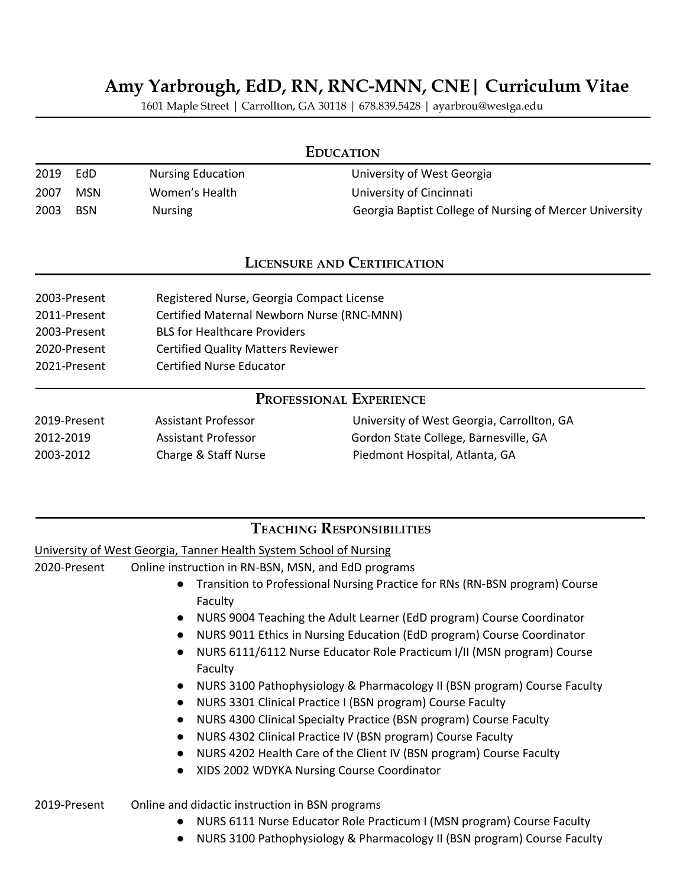# Amy Yarbrough, EdD, RN, RNC-MNN, CNE| Curriculum Vitae

1601 Maple Street | Carrollton, GA 30118 | 678.839.5428 | ayarbrou@westga.edu

## Education

| | | | |
|---|---|---|---|
| 2019 | EdD | Nursing Education | University of West Georgia |
| 2007 | MSN | Women's Health | University of Cincinnati |
| 2003 | BSN | Nursing | Georgia Baptist College of Nursing of Mercer University |

## Licensure and Certification

| | |
|---|---|
| 2003-Present | Registered Nurse, Georgia Compact License |
| 2011-Present | Certified Maternal Newborn Nurse (RNC-MNN) |
| 2003-Present | BLS for Healthcare Providers |
| 2020-Present | Certified Quality Matters Reviewer |
| 2021-Present | Certified Nurse Educator |

## Professional Experience

| | | |
|---|---|---|
| 2019-Present | Assistant Professor | University of West Georgia, Carrollton, GA |
| 2012-2019 | Assistant Professor | Gordon State College, Barnesville, GA |
| 2003-2012 | Charge & Staff Nurse | Piedmont Hospital, Atlanta, GA |

## Teaching Responsibilities

University of West Georgia, Tanner Health System School of Nursing

2020-Present Online instruction in RN-BSN, MSN, and EdD programs

- Transition to Professional Nursing Practice for RNs (RN-BSN program) Course Faculty
- NURS 9004 Teaching the Adult Learner (EdD program) Course Coordinator
- NURS 9011 Ethics in Nursing Education (EdD program) Course Coordinator
- NURS 6111/6112 Nurse Educator Role Practicum I/II (MSN program) Course Faculty
- NURS 3100 Pathophysiology & Pharmacology II (BSN program) Course Faculty
- NURS 3301 Clinical Practice I (BSN program) Course Faculty
- NURS 4300 Clinical Specialty Practice (BSN program) Course Faculty
- NURS 4302 Clinical Practice IV (BSN program) Course Faculty
- NURS 4202 Health Care of the Client IV (BSN program) Course Faculty
- XIDS 2002 WDYKA Nursing Course Coordinator

2019-Present Online and didactic instruction in BSN programs

- NURS 6111 Nurse Educator Role Practicum I (MSN program) Course Faculty
- NURS 3100 Pathophysiology & Pharmacology II (BSN program) Course Faculty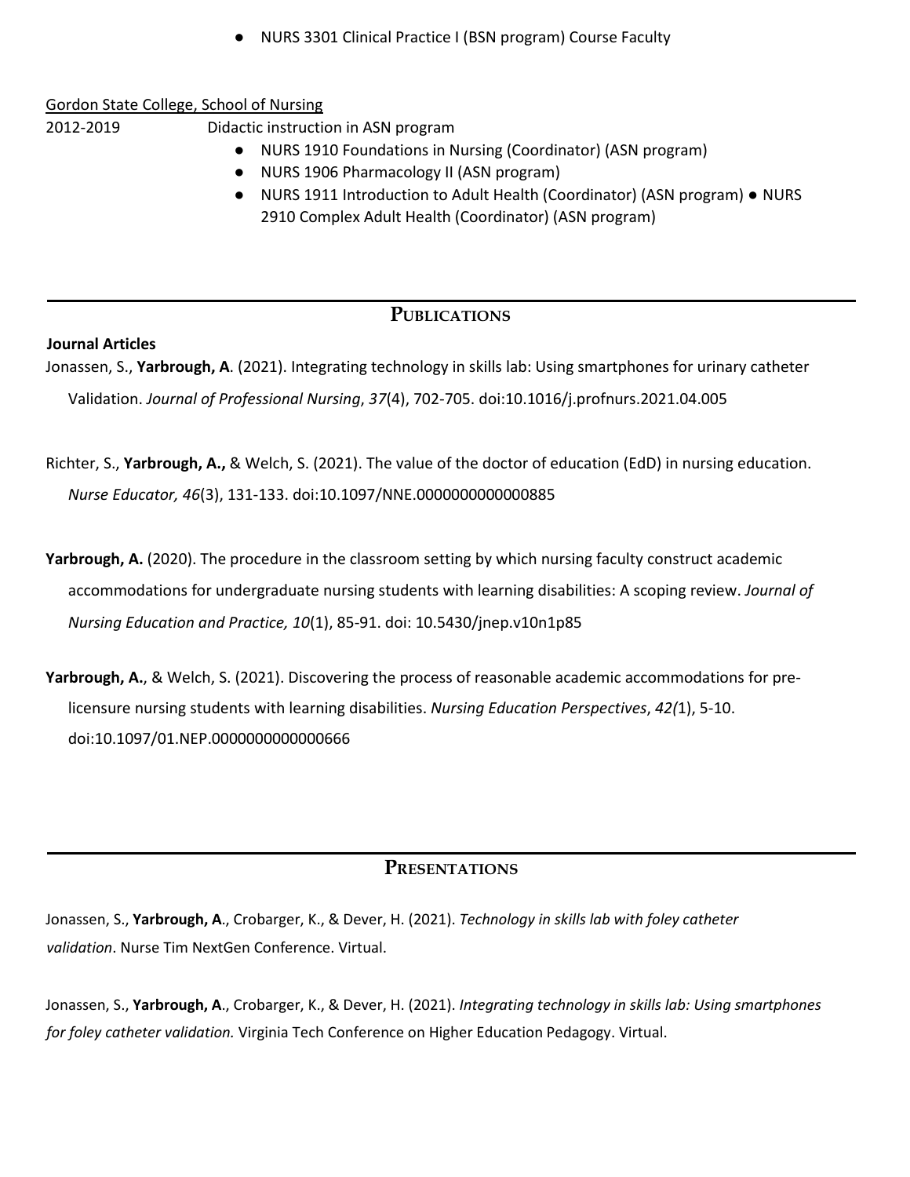- NURS 3301 Clinical Practice I (BSN program) Course Faculty

<u>Gordon State College, School of Nursing</u>

2012-2019 Didactic instruction in ASN program

- NURS 1910 Foundations in Nursing (Coordinator) (ASN program)
- NURS 1906 Pharmacology II (ASN program)
- NURS 1911 Introduction to Adult Health (Coordinator) (ASN program) ● NURS 2910 Complex Adult Health (Coordinator) (ASN program)

## Publications

**Journal Articles**

Jonassen, S., **Yarbrough, A**. (2021). Integrating technology in skills lab: Using smartphones for urinary catheter Validation. *Journal of Professional Nursing*, *37*(4), 702-705. doi:10.1016/j.profnurs.2021.04.005

Richter, S., **Yarbrough, A.,** & Welch, S. (2021). The value of the doctor of education (EdD) in nursing education. *Nurse Educator, 46*(3), 131-133. doi:10.1097/NNE.0000000000000885

**Yarbrough, A.** (2020). The procedure in the classroom setting by which nursing faculty construct academic accommodations for undergraduate nursing students with learning disabilities: A scoping review. *Journal of Nursing Education and Practice, 10*(1), 85-91. doi: 10.5430/jnep.v10n1p85

**Yarbrough, A.**, & Welch, S. (2021). Discovering the process of reasonable academic accommodations for pre-licensure nursing students with learning disabilities. *Nursing Education Perspectives*, *42(*1), 5-10. doi:10.1097/01.NEP.0000000000000666

## Presentations

Jonassen, S., **Yarbrough, A**., Crobarger, K., & Dever, H. (2021). *Technology in skills lab with foley catheter validation*. Nurse Tim NextGen Conference. Virtual.

Jonassen, S., **Yarbrough, A**., Crobarger, K., & Dever, H. (2021). *Integrating technology in skills lab: Using smartphones for foley catheter validation.* Virginia Tech Conference on Higher Education Pedagogy. Virtual.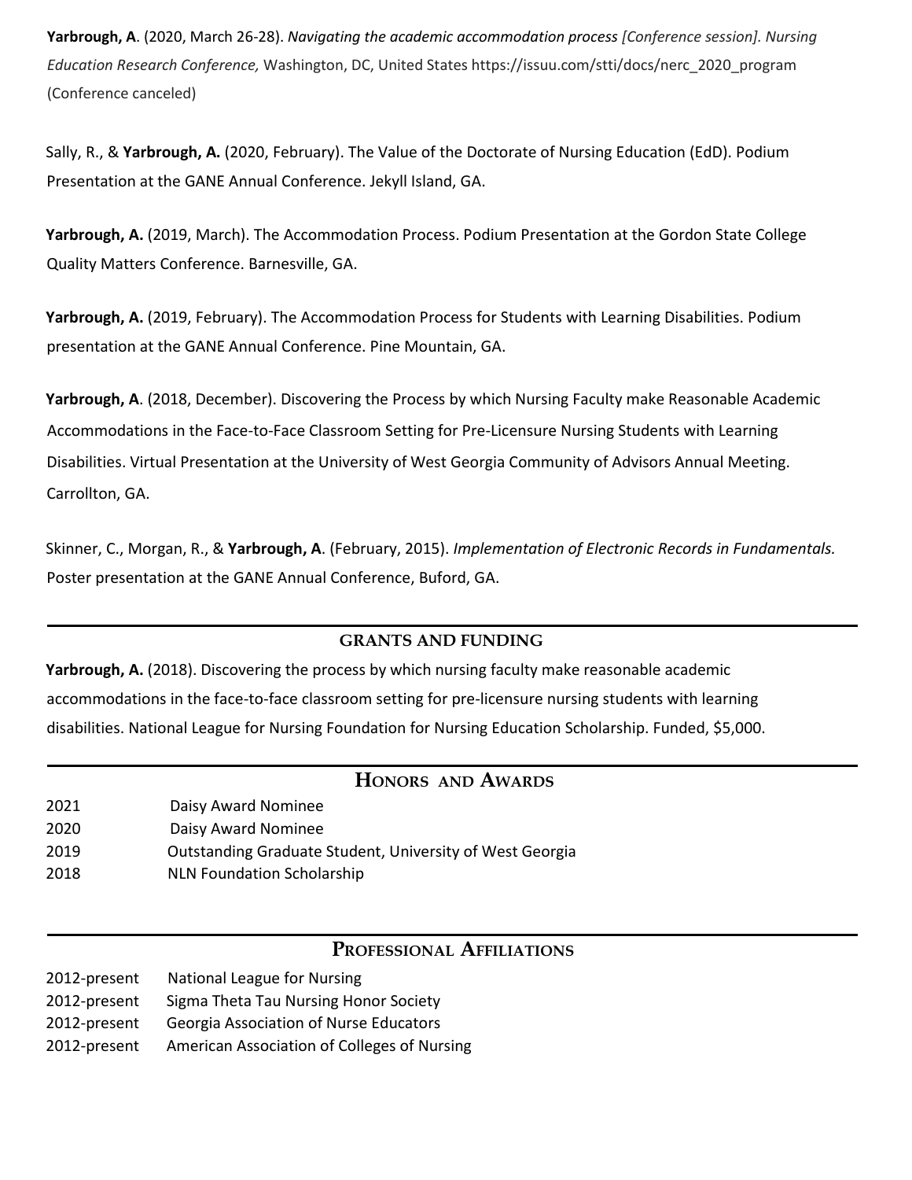**Yarbrough, A**. (2020, March 26-28). *Navigating the academic accommodation process [Conference session]. Nursing Education Research Conference,* Washington, DC, United States https://issuu.com/stti/docs/nerc_2020_program (Conference canceled)

Sally, R., & **Yarbrough, A.** (2020, February). The Value of the Doctorate of Nursing Education (EdD). Podium Presentation at the GANE Annual Conference. Jekyll Island, GA.

**Yarbrough, A.** (2019, March). The Accommodation Process. Podium Presentation at the Gordon State College Quality Matters Conference. Barnesville, GA.

**Yarbrough, A.** (2019, February). The Accommodation Process for Students with Learning Disabilities. Podium presentation at the GANE Annual Conference. Pine Mountain, GA.

**Yarbrough, A**. (2018, December). Discovering the Process by which Nursing Faculty make Reasonable Academic Accommodations in the Face-to-Face Classroom Setting for Pre-Licensure Nursing Students with Learning Disabilities. Virtual Presentation at the University of West Georgia Community of Advisors Annual Meeting. Carrollton, GA.

Skinner, C., Morgan, R., & **Yarbrough, A**. (February, 2015). *Implementation of Electronic Records in Fundamentals.* Poster presentation at the GANE Annual Conference, Buford, GA.

## GRANTS AND FUNDING

**Yarbrough, A.** (2018). Discovering the process by which nursing faculty make reasonable academic accommodations in the face-to-face classroom setting for pre-licensure nursing students with learning disabilities. National League for Nursing Foundation for Nursing Education Scholarship. Funded, $5,000.

## HONORS AND AWARDS

| | |
|---|---|
| 2021 | Daisy Award Nominee |
| 2020 | Daisy Award Nominee |
| 2019 | Outstanding Graduate Student, University of West Georgia |
| 2018 | NLN Foundation Scholarship |

## PROFESSIONAL AFFILIATIONS

| | |
|---|---|
| 2012-present | National League for Nursing |
| 2012-present | Sigma Theta Tau Nursing Honor Society |
| 2012-present | Georgia Association of Nurse Educators |
| 2012-present | American Association of Colleges of Nursing |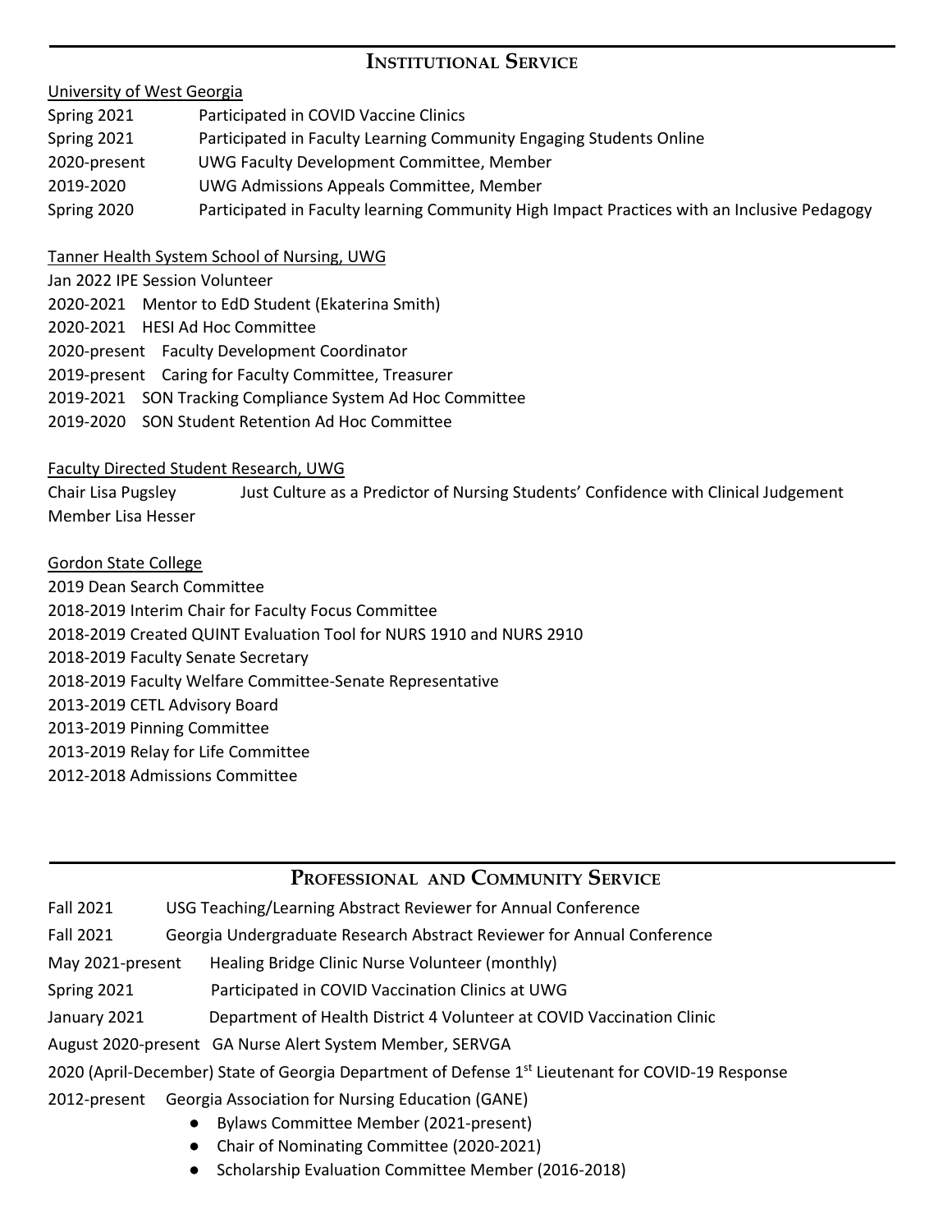## Institutional Service

University of West Georgia

| | |
|---|---|
| Spring 2021 | Participated in COVID Vaccine Clinics |
| Spring 2021 | Participated in Faculty Learning Community Engaging Students Online |
| 2020-present | UWG Faculty Development Committee, Member |
| 2019-2020 | UWG Admissions Appeals Committee, Member |
| Spring 2020 | Participated in Faculty learning Community High Impact Practices with an Inclusive Pedagogy |

Tanner Health System School of Nursing, UWG

Jan 2022 IPE Session Volunteer
2020-2021 Mentor to EdD Student (Ekaterina Smith)
2020-2021 HESI Ad Hoc Committee
2020-present Faculty Development Coordinator
2019-present Caring for Faculty Committee, Treasurer
2019-2021 SON Tracking Compliance System Ad Hoc Committee
2019-2020 SON Student Retention Ad Hoc Committee

Faculty Directed Student Research, UWG

Chair Lisa Pugsley — Just Culture as a Predictor of Nursing Students' Confidence with Clinical Judgement
Member Lisa Hesser

Gordon State College

2019 Dean Search Committee
2018-2019 Interim Chair for Faculty Focus Committee
2018-2019 Created QUINT Evaluation Tool for NURS 1910 and NURS 2910
2018-2019 Faculty Senate Secretary
2018-2019 Faculty Welfare Committee-Senate Representative
2013-2019 CETL Advisory Board
2013-2019 Pinning Committee
2013-2019 Relay for Life Committee
2012-2018 Admissions Committee

## Professional and Community Service

| | |
|---|---|
| Fall 2021 | USG Teaching/Learning Abstract Reviewer for Annual Conference |
| Fall 2021 | Georgia Undergraduate Research Abstract Reviewer for Annual Conference |
| May 2021-present | Healing Bridge Clinic Nurse Volunteer (monthly) |
| Spring 2021 | Participated in COVID Vaccination Clinics at UWG |
| January 2021 | Department of Health District 4 Volunteer at COVID Vaccination Clinic |

August 2020-present GA Nurse Alert System Member, SERVGA

2020 (April-December) State of Georgia Department of Defense 1st Lieutenant for COVID-19 Response

2012-present Georgia Association for Nursing Education (GANE)

- Bylaws Committee Member (2021-present)
- Chair of Nominating Committee (2020-2021)
- Scholarship Evaluation Committee Member (2016-2018)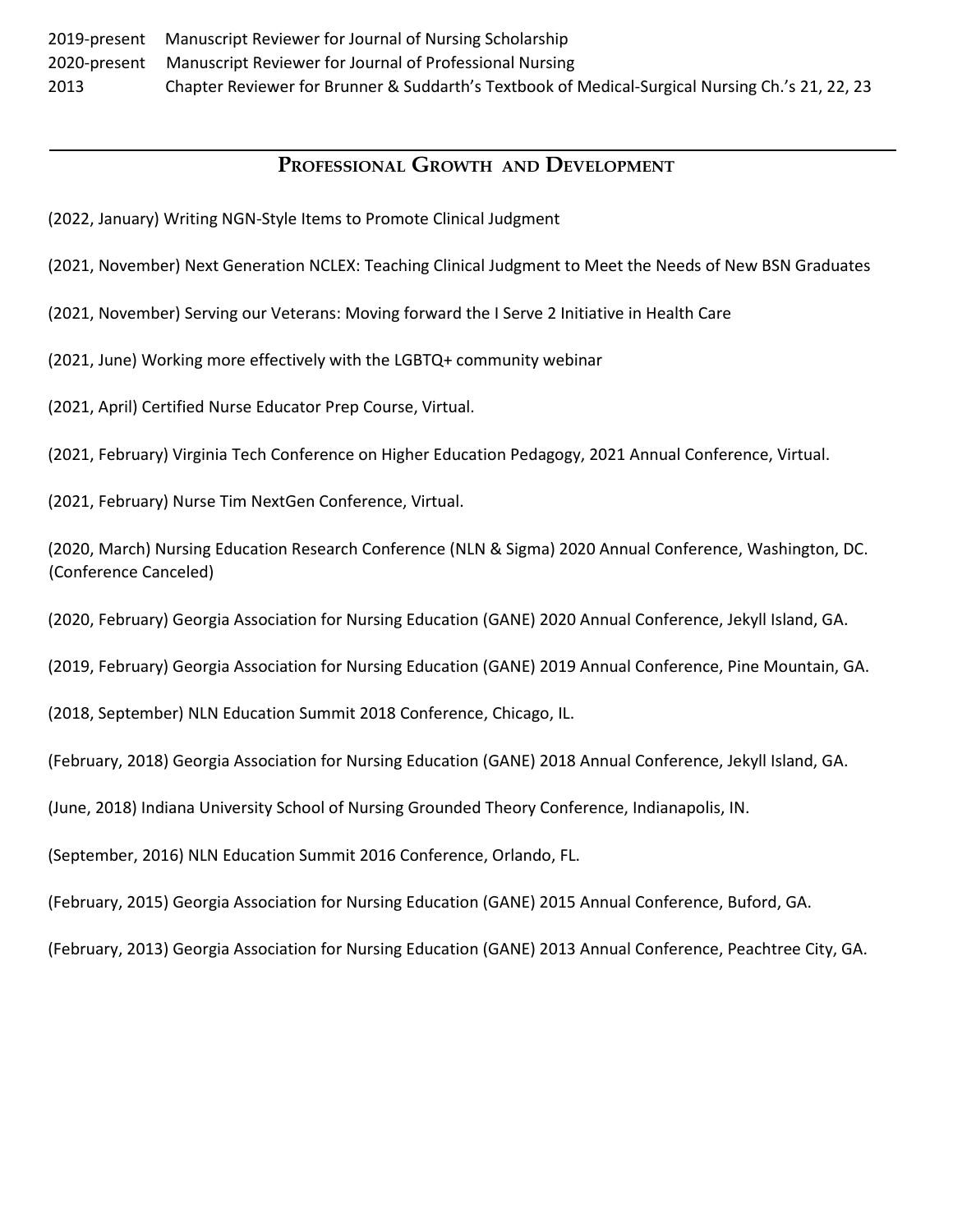2019-present Manuscript Reviewer for Journal of Nursing Scholarship
2020-present Manuscript Reviewer for Journal of Professional Nursing
2013 Chapter Reviewer for Brunner & Suddarth's Textbook of Medical-Surgical Nursing Ch.'s 21, 22, 23

## Professional Growth and Development

(2022, January) Writing NGN-Style Items to Promote Clinical Judgment

(2021, November) Next Generation NCLEX: Teaching Clinical Judgment to Meet the Needs of New BSN Graduates

(2021, November) Serving our Veterans: Moving forward the I Serve 2 Initiative in Health Care

(2021, June) Working more effectively with the LGBTQ+ community webinar

(2021, April) Certified Nurse Educator Prep Course, Virtual.

(2021, February) Virginia Tech Conference on Higher Education Pedagogy, 2021 Annual Conference, Virtual.

(2021, February) Nurse Tim NextGen Conference, Virtual.

(2020, March) Nursing Education Research Conference (NLN & Sigma) 2020 Annual Conference, Washington, DC. (Conference Canceled)

(2020, February) Georgia Association for Nursing Education (GANE) 2020 Annual Conference, Jekyll Island, GA.

(2019, February) Georgia Association for Nursing Education (GANE) 2019 Annual Conference, Pine Mountain, GA.

(2018, September) NLN Education Summit 2018 Conference, Chicago, IL.

(February, 2018) Georgia Association for Nursing Education (GANE) 2018 Annual Conference, Jekyll Island, GA.

(June, 2018) Indiana University School of Nursing Grounded Theory Conference, Indianapolis, IN.

(September, 2016) NLN Education Summit 2016 Conference, Orlando, FL.

(February, 2015) Georgia Association for Nursing Education (GANE) 2015 Annual Conference, Buford, GA.

(February, 2013) Georgia Association for Nursing Education (GANE) 2013 Annual Conference, Peachtree City, GA.